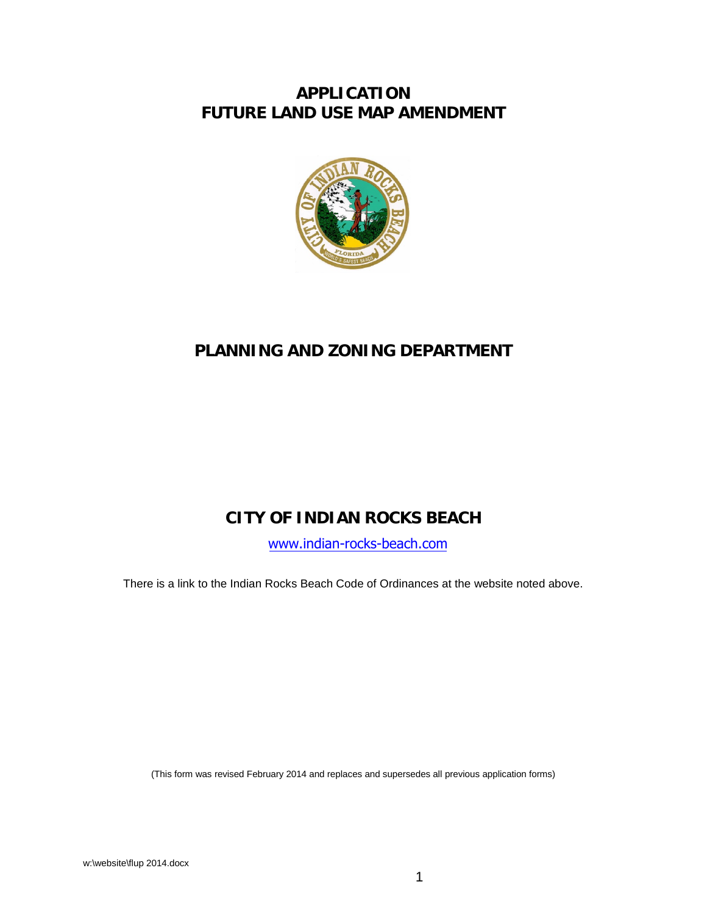# APPLICATION
# FUTURE LAND USE MAP AMENDMENT

## PLANNING AND ZONING DEPARTMENT

## CITY OF INDIAN ROCKS BEACH

www.indian-rocks-beach.com

There is a link to the Indian Rocks Beach Code of Ordinances at the website noted above.

(This form was revised February 2014 and replaces and supersedes all previous application forms)

w:\website\flup 2014.docx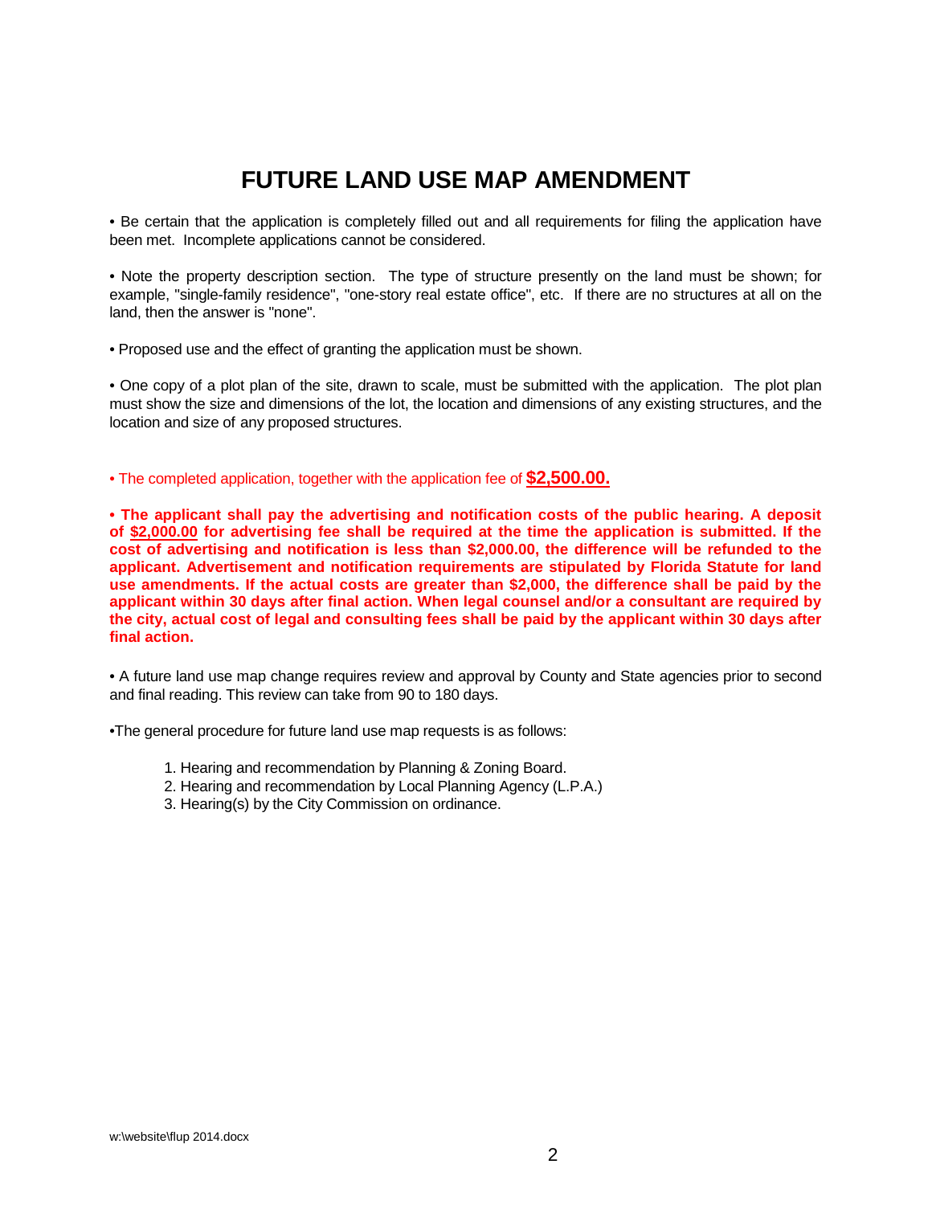# FUTURE LAND USE MAP AMENDMENT

• Be certain that the application is completely filled out and all requirements for filing the application have been met. Incomplete applications cannot be considered.

• Note the property description section. The type of structure presently on the land must be shown; for example, "single-family residence", "one-story real estate office", etc. If there are no structures at all on the land, then the answer is "none".

• Proposed use and the effect of granting the application must be shown.

• One copy of a plot plan of the site, drawn to scale, must be submitted with the application. The plot plan must show the size and dimensions of the lot, the location and dimensions of any existing structures, and the location and size of any proposed structures.

• The completed application, together with the application fee of **$2,500.00.**

**• The applicant shall pay the advertising and notification costs of the public hearing. A deposit of $2,000.00 for advertising fee shall be required at the time the application is submitted. If the cost of advertising and notification is less than $2,000.00, the difference will be refunded to the applicant. Advertisement and notification requirements are stipulated by Florida Statute for land use amendments. If the actual costs are greater than $2,000, the difference shall be paid by the applicant within 30 days after final action. When legal counsel and/or a consultant are required by the city, actual cost of legal and consulting fees shall be paid by the applicant within 30 days after final action.**

• A future land use map change requires review and approval by County and State agencies prior to second and final reading. This review can take from 90 to 180 days.

•The general procedure for future land use map requests is as follows:

1. Hearing and recommendation by Planning & Zoning Board.
2. Hearing and recommendation by Local Planning Agency (L.P.A.)
3. Hearing(s) by the City Commission on ordinance.

w:\website\flup 2014.docx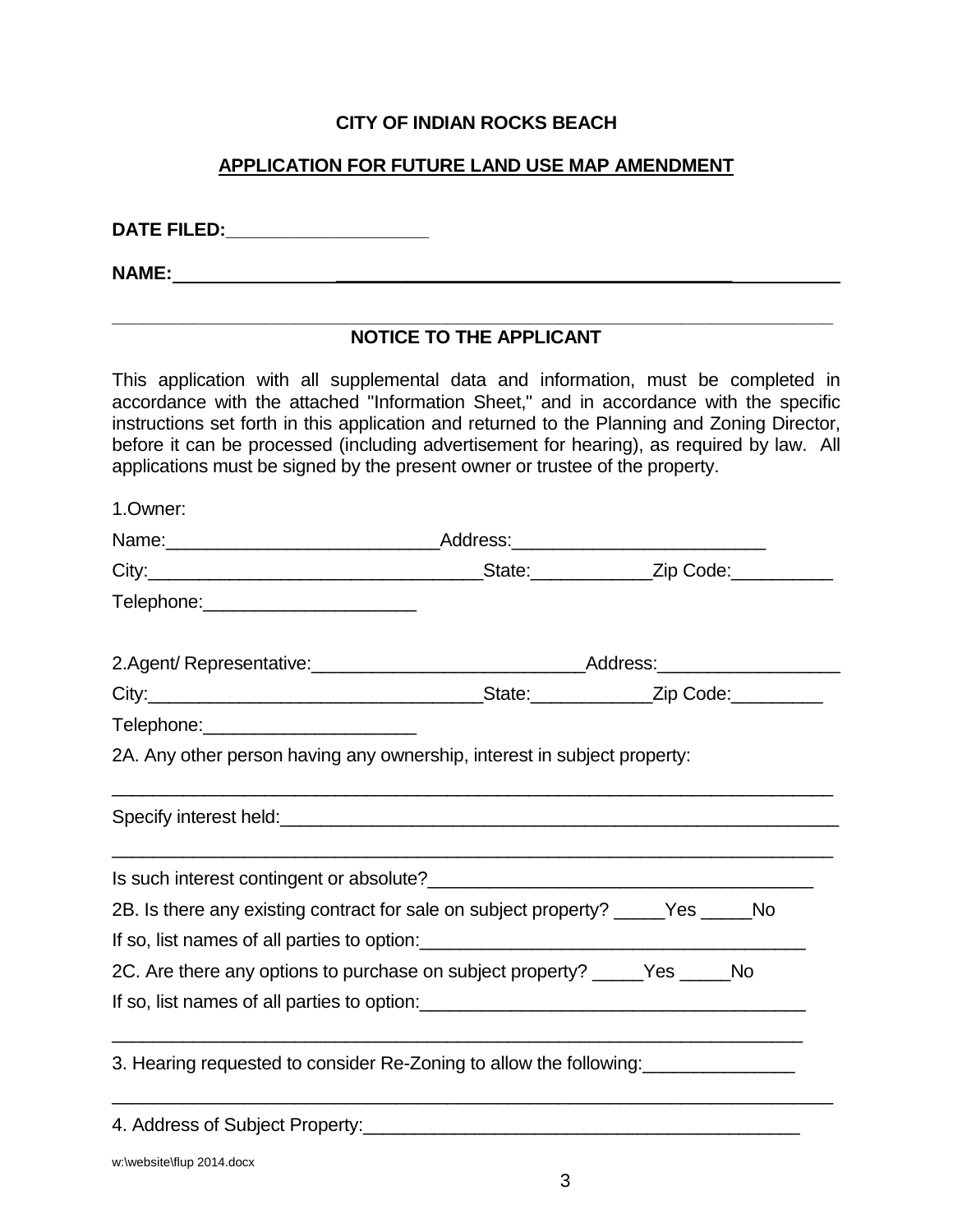**CITY OF INDIAN ROCKS BEACH**

**APPLICATION FOR FUTURE LAND USE MAP AMENDMENT**

**DATE FILED:**____________________

**NAME:**______________________________________________________________

## NOTICE TO THE APPLICANT

This application with all supplemental data and information, must be completed in accordance with the attached "Information Sheet," and in accordance with the specific instructions set forth in this application and returned to the Planning and Zoning Director, before it can be processed (including advertisement for hearing), as required by law. All applications must be signed by the present owner or trustee of the property.

1.Owner:

Name:___________________________Address:_________________________

City:_________________________________State:____________Zip Code:__________

Telephone:_____________________

2.Agent/ Representative:___________________________Address:__________________

City:_________________________________State:____________Zip Code:_________

Telephone:_____________________

2A. Any other person having any ownership, interest in subject property:

___________________________________________________________________________

Specify interest held:________________________________________________________

___________________________________________________________________________

Is such interest contingent or absolute?______________________________________

2B. Is there any existing contract for sale on subject property? _____Yes _____No

If so, list names of all parties to option:_____________________________________

2C. Are there any options to purchase on subject property? _____Yes _____No

If so, list names of all parties to option:_____________________________________

___________________________________________________________________________

3. Hearing requested to consider Re-Zoning to allow the following:_______________

___________________________________________________________________________

4. Address of Subject Property:___________________________________________

w:\website\flup 2014.docx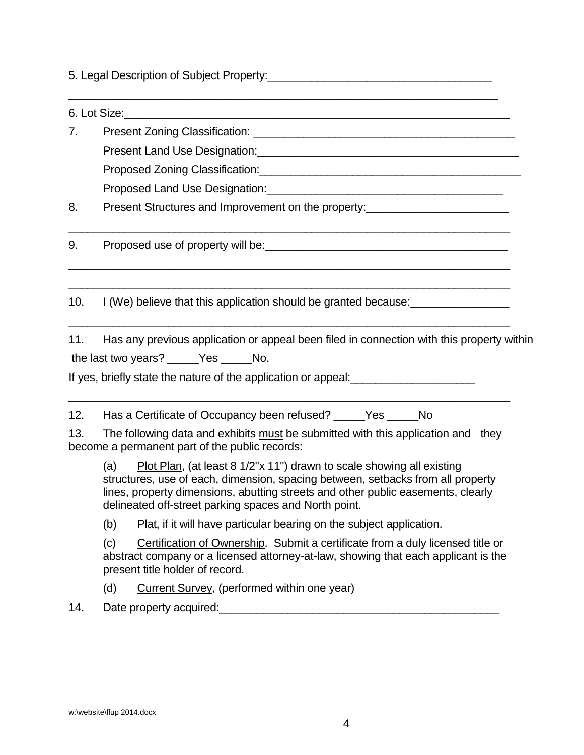5. Legal Description of Subject Property:____________________________________

_____________________________________________________________________

6. Lot Size:_______________________________________________________________

7. Present Zoning Classification: ___________________________________________

   Present Land Use Designation:___________________________________________

   Proposed Zoning Classification:__________________________________________

   Proposed Land Use Designation:_______________________________________

8. Present Structures and Improvement on the property:______________________

_______________________________________________________________________

9. Proposed use of property will be:_______________________________________

_______________________________________________________________________

_______________________________________________________________________

10. I (We) believe that this application should be granted because:_______________

_______________________________________________________________________

11. Has any previous application or appeal been filed in connection with this property within the last two years? _____Yes _____No.

If yes, briefly state the nature of the application or appeal:___________________

_______________________________________________________________________

12. Has a Certificate of Occupancy been refused? _____Yes _____No

13. The following data and exhibits <u>must</u> be submitted with this application and they become a permanent part of the public records:

   (a) <u>Plot Plan</u>, (at least 8 1/2"x 11") drawn to scale showing all existing structures, use of each, dimension, spacing between, setbacks from all property lines, property dimensions, abutting streets and other public easements, clearly delineated off-street parking spaces and North point.

   (b) <u>Plat</u>, if it will have particular bearing on the subject application.

   (c) <u>Certification of Ownership</u>. Submit a certificate from a duly licensed title or abstract company or a licensed attorney-at-law, showing that each applicant is the present title holder of record.

   (d) <u>Current Survey</u>, (performed within one year)

14. Date property acquired:____________________________________________

w:\website\flup 2014.docx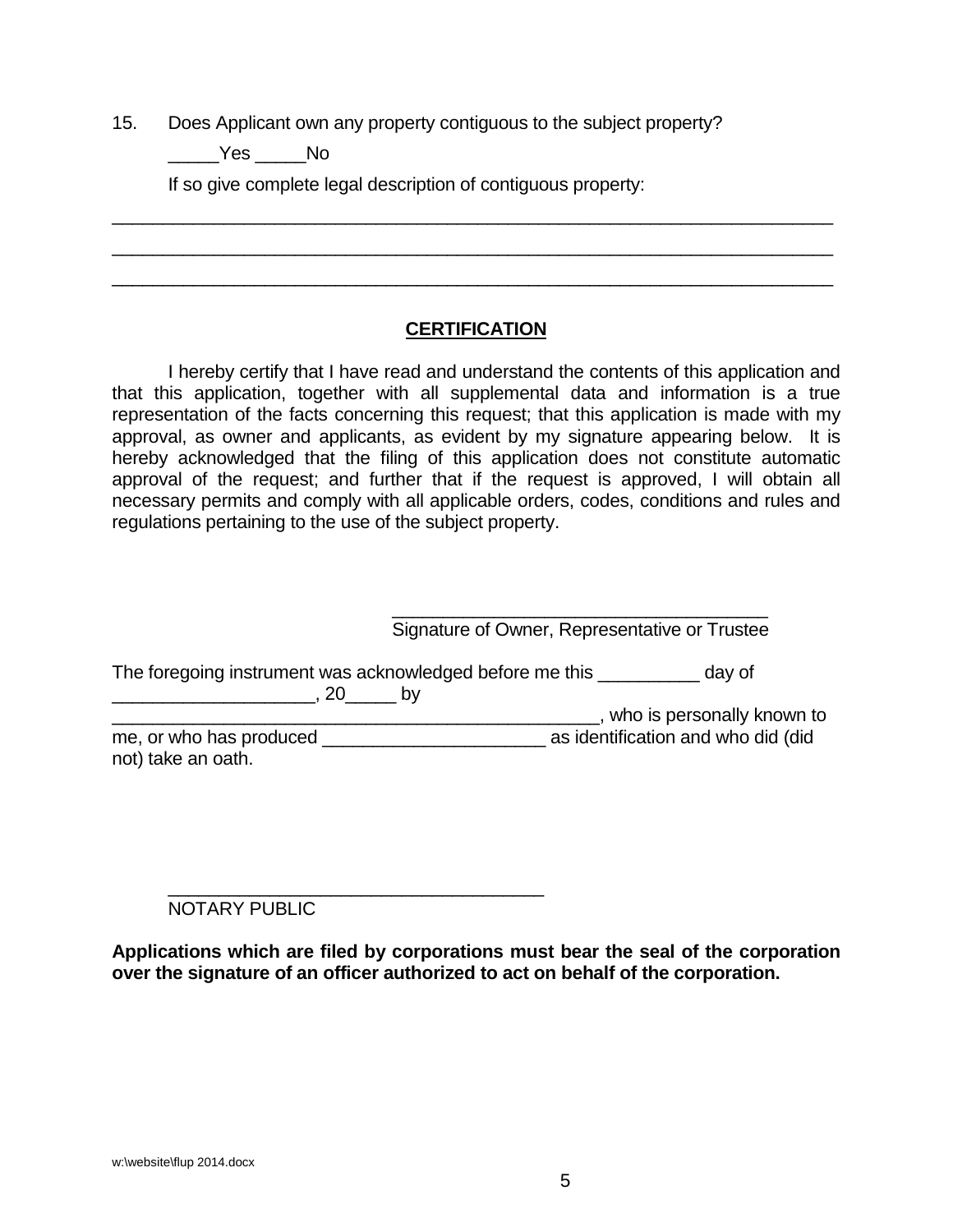15. Does Applicant own any property contiguous to the subject property?

_____Yes _____No

If so give complete legal description of contiguous property:

___________________________________________________________________________

___________________________________________________________________________

___________________________________________________________________________

## CERTIFICATION

I hereby certify that I have read and understand the contents of this application and that this application, together with all supplemental data and information is a true representation of the facts concerning this request; that this application is made with my approval, as owner and applicants, as evident by my signature appearing below. It is hereby acknowledged that the filing of this application does not constitute automatic approval of the request; and further that if the request is approved, I will obtain all necessary permits and comply with all applicable orders, codes, conditions and rules and regulations pertaining to the use of the subject property.

_____________________________________
Signature of Owner, Representative or Trustee

The foregoing instrument was acknowledged before me this __________ day of ____________________, 20_____ by _______________________________________________, who is personally known to me, or who has produced ______________________ as identification and who did (did not) take an oath.

_____________________________________
NOTARY PUBLIC

**Applications which are filed by corporations must bear the seal of the corporation over the signature of an officer authorized to act on behalf of the corporation.**

w:\website\flup 2014.docx